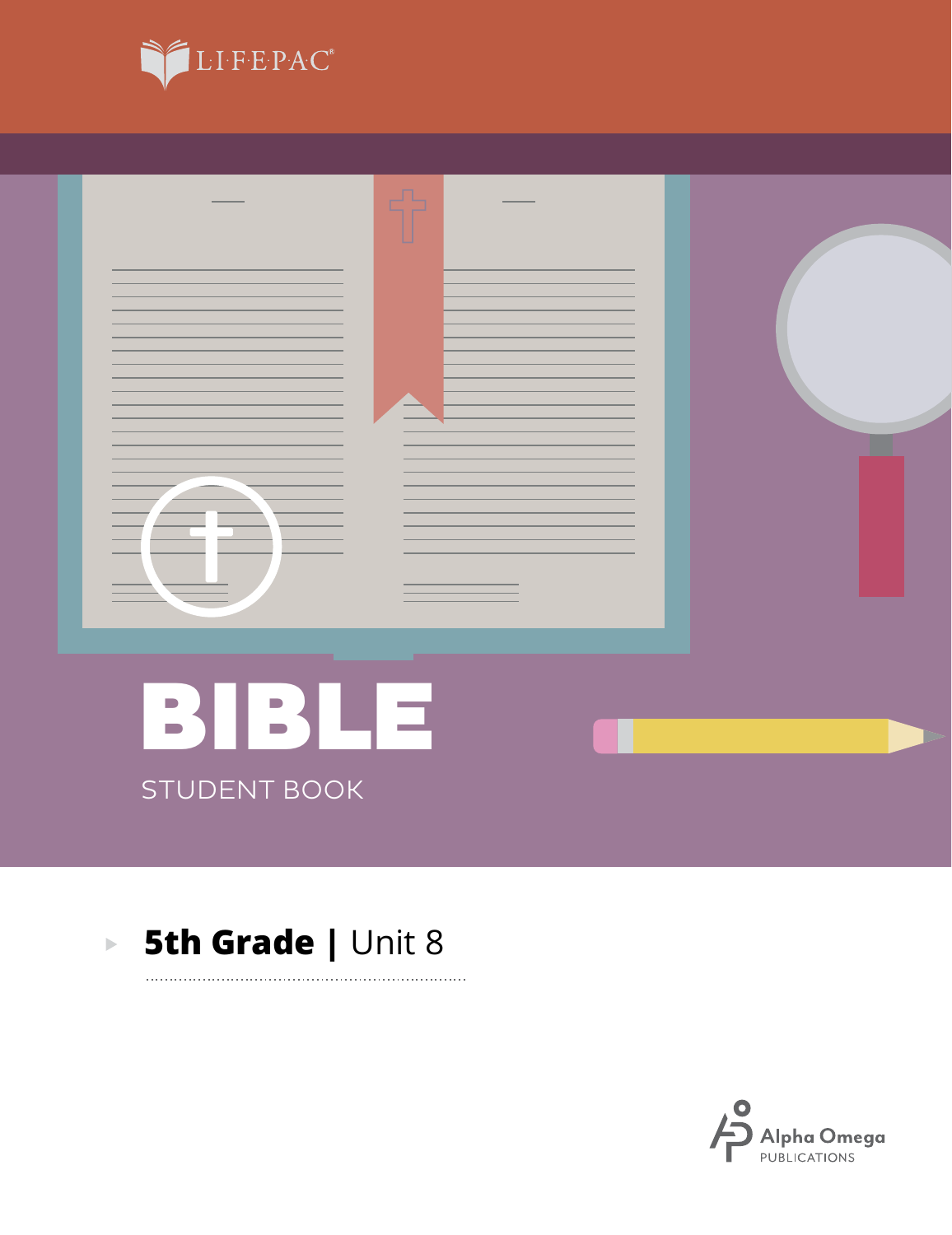LIFEPAC®

# BIBLE

STUDENT BOOK

**5th Grade | Unit 8**

Alpha Omega PUBLICATIONS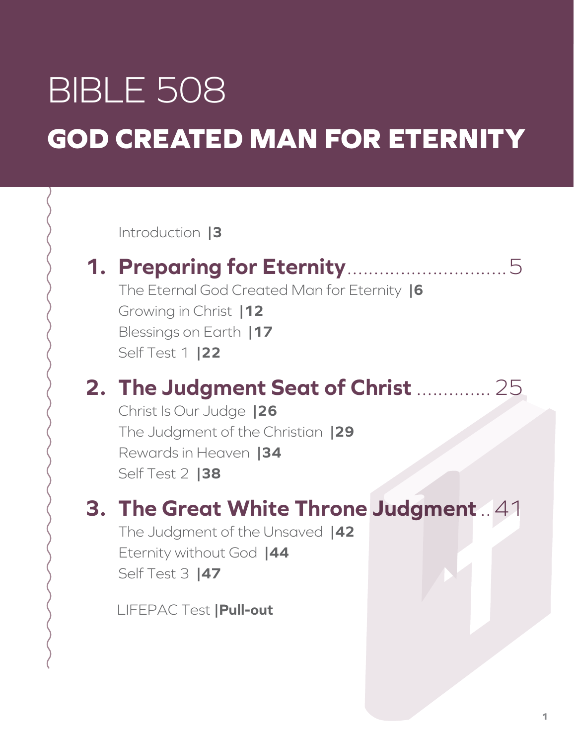# BIBLE 508

# GOD CREATED MAN FOR ETERNITY

Introduction |**3**

## 1. Preparing for Eternity .............................. 5

The Eternal God Created Man for Eternity |**6**
Growing in Christ |**12**
Blessings on Earth |**17**
Self Test 1 |**22**

## 2. The Judgment Seat of Christ ............. 25

Christ Is Our Judge |**26**
The Judgment of the Christian |**29**
Rewards in Heaven |**34**
Self Test 2 |**38**

## 3. The Great White Throne Judgment .. 41

The Judgment of the Unsaved |**42**
Eternity without God |**44**
Self Test 3 |**47**

LIFEPAC Test |**Pull-out**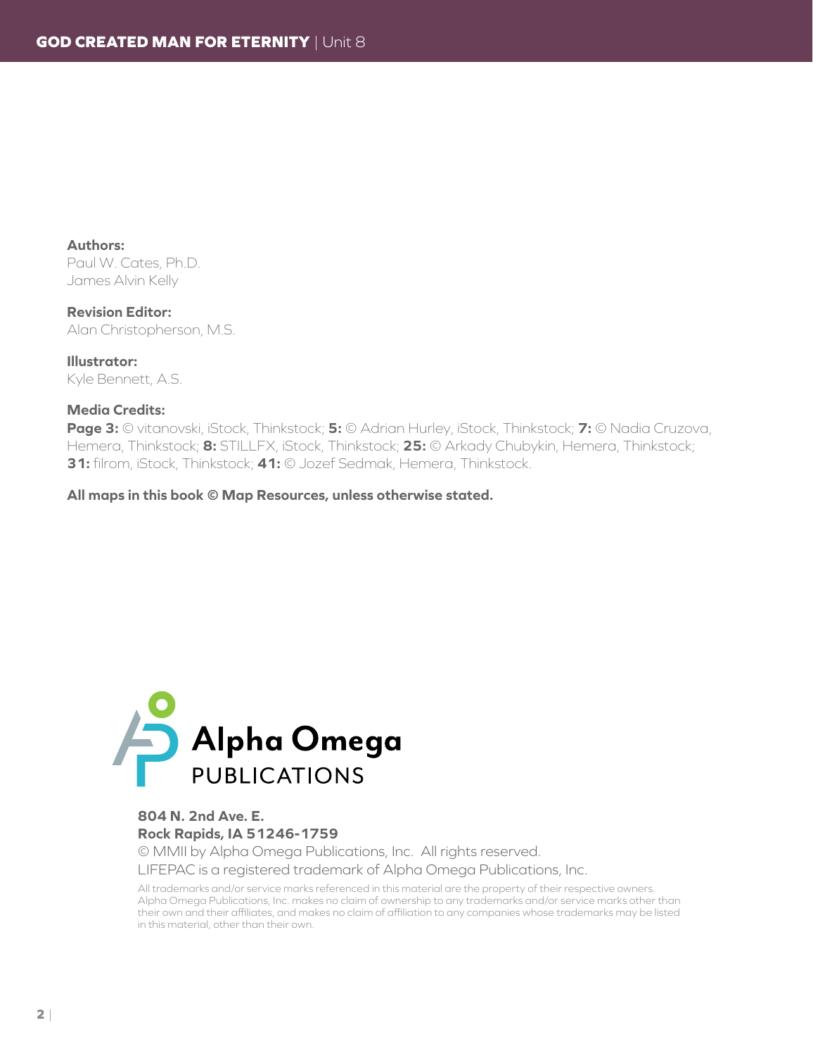**Authors:**
Paul W. Cates, Ph.D.
James Alvin Kelly

**Revision Editor:**
Alan Christopherson, M.S.

**Illustrator:**
Kyle Bennett, A.S.

**Media Credits:**
**Page 3:** © vitanovski, iStock, Thinkstock; **5:** © Adrian Hurley, iStock, Thinkstock; **7:** © Nadia Cruzova, Hemera, Thinkstock; **8:** STILLFX, iStock, Thinkstock; **25:** © Arkady Chubykin, Hemera, Thinkstock; **31:** filrom, iStock, Thinkstock; **41:** © Jozef Sedmak, Hemera, Thinkstock.

**All maps in this book © Map Resources, unless otherwise stated.**

Alpha Omega PUBLICATIONS

**804 N. 2nd Ave. E.**
**Rock Rapids, IA 51246-1759**
© MMII by Alpha Omega Publications, Inc. All rights reserved.
LIFEPAC is a registered trademark of Alpha Omega Publications, Inc.

All trademarks and/or service marks referenced in this material are the property of their respective owners. Alpha Omega Publications, Inc. makes no claim of ownership to any trademarks and/or service marks other than their own and their affiliates, and makes no claim of affiliation to any companies whose trademarks may be listed in this material, other than their own.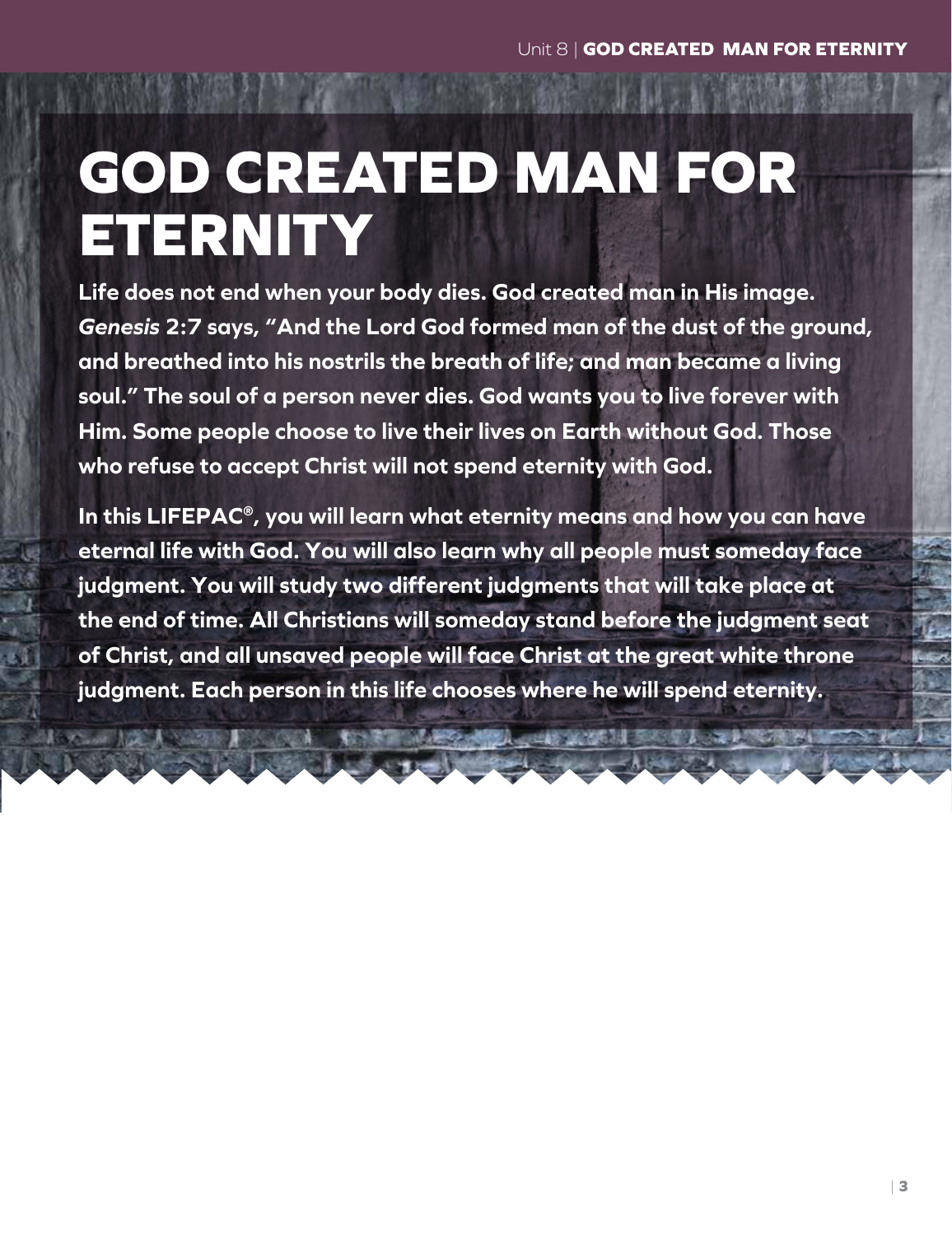# GOD CREATED MAN FOR ETERNITY

**Life does not end when your body dies. God created man in His image. *Genesis* 2:7 says, "And the Lord God formed man of the dust of the ground, and breathed into his nostrils the breath of life; and man became a living soul." The soul of a person never dies. God wants you to live forever with Him. Some people choose to live their lives on Earth without God. Those who refuse to accept Christ will not spend eternity with God.**

**In this LIFEPAC®, you will learn what eternity means and how you can have eternal life with God. You will also learn why all people must someday face judgment. You will study two different judgments that will take place at the end of time. All Christians will someday stand before the judgment seat of Christ, and all unsaved people will face Christ at the great white throne judgment. Each person in this life chooses where he will spend eternity.**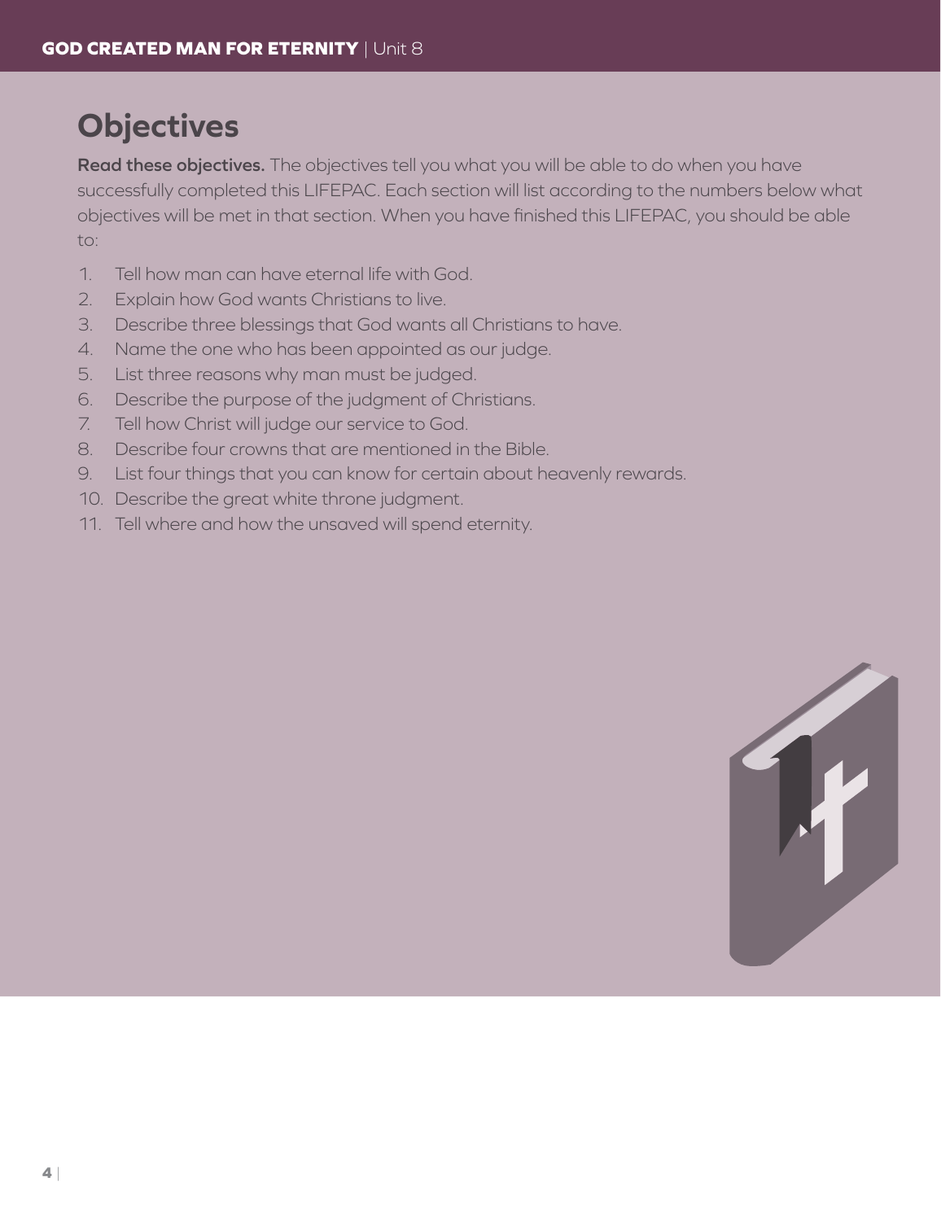## Objectives

**Read these objectives.** The objectives tell you what you will be able to do when you have successfully completed this LIFEPAC. Each section will list according to the numbers below what objectives will be met in that section. When you have finished this LIFEPAC, you should be able to:

1. Tell how man can have eternal life with God.
2. Explain how God wants Christians to live.
3. Describe three blessings that God wants all Christians to have.
4. Name the one who has been appointed as our judge.
5. List three reasons why man must be judged.
6. Describe the purpose of the judgment of Christians.
7. Tell how Christ will judge our service to God.
8. Describe four crowns that are mentioned in the Bible.
9. List four things that you can know for certain about heavenly rewards.
10. Describe the great white throne judgment.
11. Tell where and how the unsaved will spend eternity.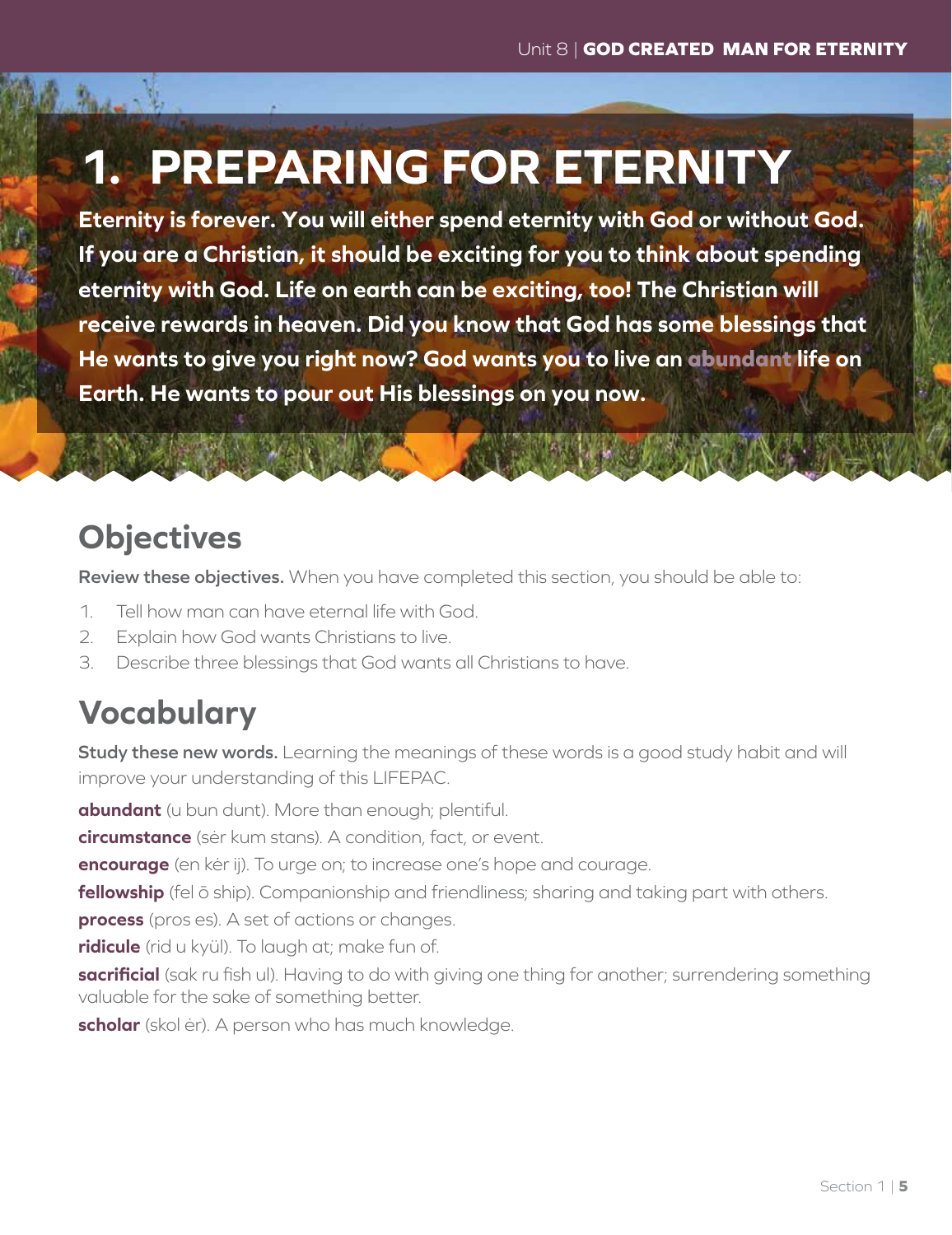# 1. PREPARING FOR ETERNITY

**Eternity is forever. You will either spend eternity with God or without God. If you are a Christian, it should be exciting for you to think about spending eternity with God. Life on earth can be exciting, too! The Christian will receive rewards in heaven. Did you know that God has some blessings that He wants to give you right now? God wants you to live an abundant life on Earth. He wants to pour out His blessings on you now.**

## Objectives

**Review these objectives.** When you have completed this section, you should be able to:

1. Tell how man can have eternal life with God.
2. Explain how God wants Christians to live.
3. Describe three blessings that God wants all Christians to have.

## Vocabulary

**Study these new words.** Learning the meanings of these words is a good study habit and will improve your understanding of this LIFEPAC.

**abundant** (u bun dunt). More than enough; plentiful.

**circumstance** (sėr kum stans). A condition, fact, or event.

**encourage** (en kėr ij). To urge on; to increase one's hope and courage.

**fellowship** (fel ō ship). Companionship and friendliness; sharing and taking part with others.

**process** (pros es). A set of actions or changes.

**ridicule** (rid u kyül). To laugh at; make fun of.

**sacrificial** (sak ru fish ul). Having to do with giving one thing for another; surrendering something valuable for the sake of something better.

**scholar** (skol ėr). A person who has much knowledge.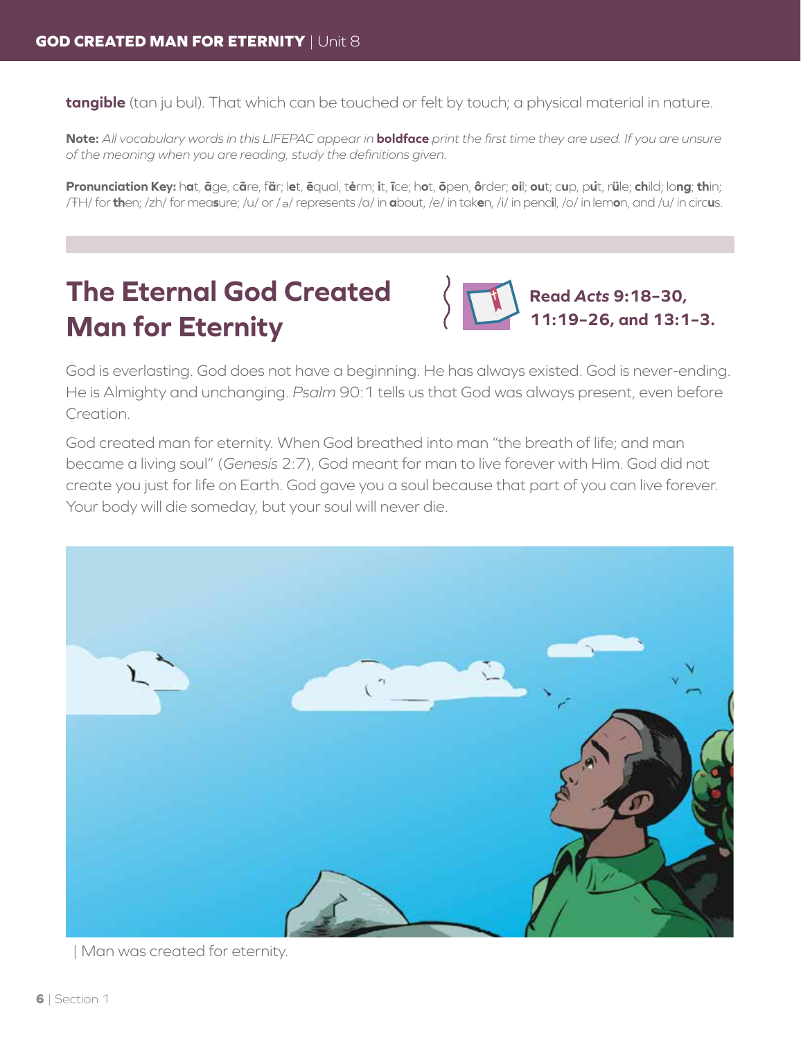**tangible** (tan ju bul). That which can be touched or felt by touch; a physical material in nature.

**Note:** *All vocabulary words in this LIFEPAC appear in* **boldface** *print the first time they are used. If you are unsure of the meaning when you are reading, study the definitions given.*

**Pronunciation Key:** h**a**t, **ā**ge, c**ã**re, f**ä**r; l**e**t, **ē**qual, t**ė**rm; **i**t, **ī**ce; h**o**t, **ō**pen, **ô**rder; **oi**l; **ou**t; c**u**p, p**u̇**t, r**ü**le; **ch**ild; lo**ng**; **th**in; /ŦH/ for **th**en; /zh/ for mea**s**ure; /u/ or /ə/ represents /a/ in **a**bout, /e/ in tak**e**n, /i/ in penc**i**l, /o/ in lem**o**n, and /u/ in circ**u**s.

## The Eternal God Created Man for Eternity

**Read *Acts* 9:18–30, 11:19–26, and 13:1–3.**

God is everlasting. God does not have a beginning. He has always existed. God is never-ending. He is Almighty and unchanging. *Psalm* 90:1 tells us that God was always present, even before Creation.

God created man for eternity. When God breathed into man "the breath of life; and man became a living soul" (*Genesis* 2:7), God meant for man to live forever with Him. God did not create you just for life on Earth. God gave you a soul because that part of you can live forever. Your body will die someday, but your soul will never die.

| Man was created for eternity.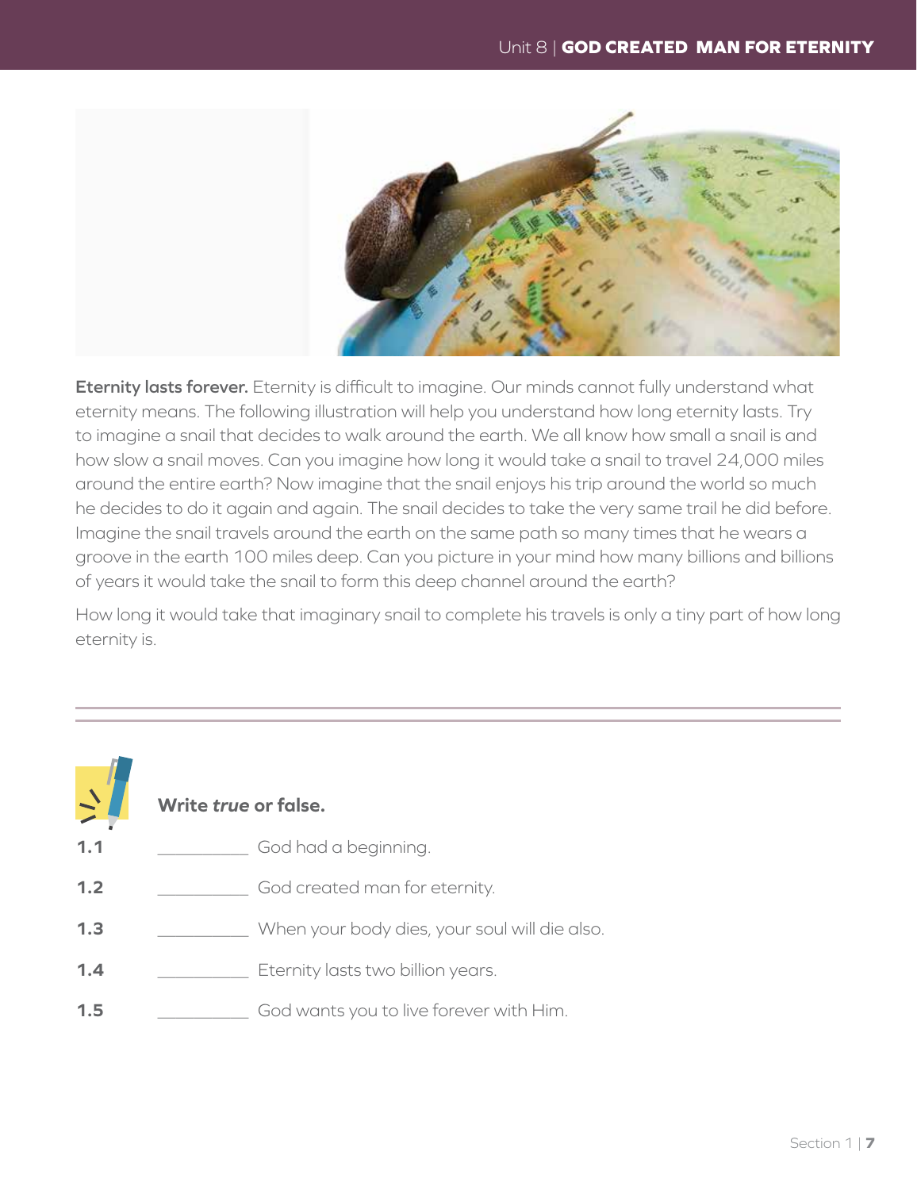**Eternity lasts forever.** Eternity is difficult to imagine. Our minds cannot fully understand what eternity means. The following illustration will help you understand how long eternity lasts. Try to imagine a snail that decides to walk around the earth. We all know how small a snail is and how slow a snail moves. Can you imagine how long it would take a snail to travel 24,000 miles around the entire earth? Now imagine that the snail enjoys his trip around the world so much he decides to do it again and again. The snail decides to take the very same trail he did before. Imagine the snail travels around the earth on the same path so many times that he wears a groove in the earth 100 miles deep. Can you picture in your mind how many billions and billions of years it would take the snail to form this deep channel around the earth?

How long it would take that imaginary snail to complete his travels is only a tiny part of how long eternity is.

**Write *true* or false.**

**1.1** __________ God had a beginning.

**1.2** __________ God created man for eternity.

**1.3** __________ When your body dies, your soul will die also.

**1.4** __________ Eternity lasts two billion years.

**1.5** __________ God wants you to live forever with Him.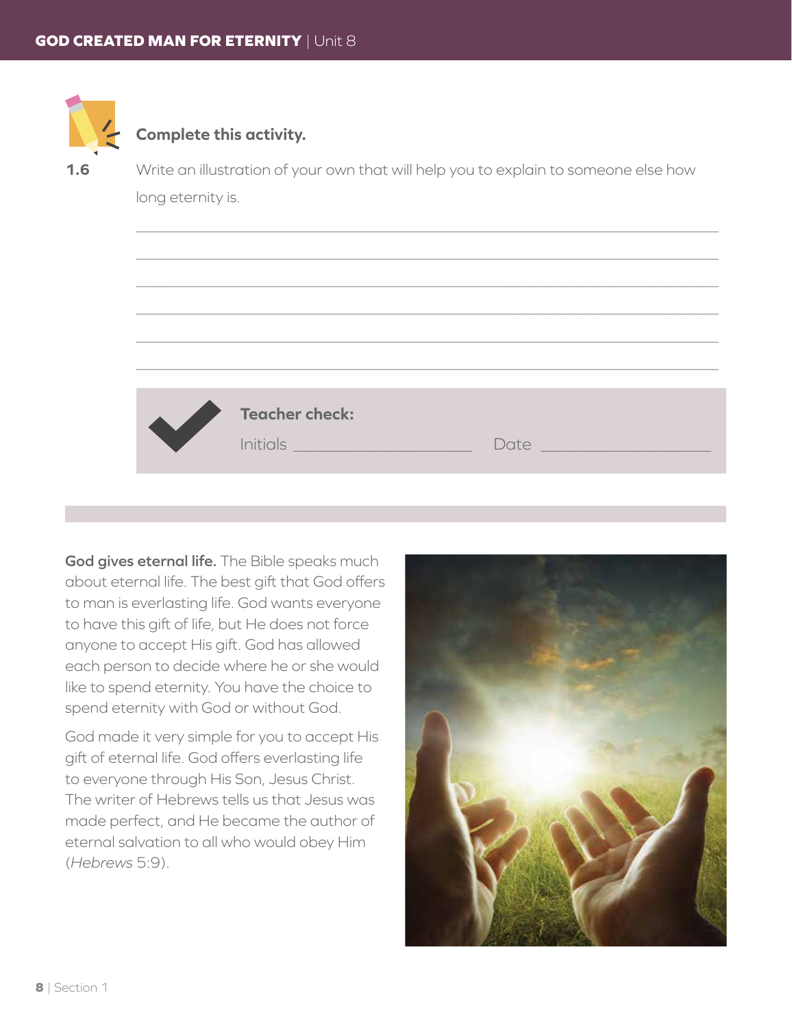**Complete this activity.**

1.6 Write an illustration of your own that will help you to explain to someone else how long eternity is.

______________________________________________________________________

______________________________________________________________________

______________________________________________________________________

______________________________________________________________________

______________________________________________________________________

______________________________________________________________________

**Teacher check:**

Initials ____________________ Date ____________________

**God gives eternal life.** The Bible speaks much about eternal life. The best gift that God offers to man is everlasting life. God wants everyone to have this gift of life, but He does not force anyone to accept His gift. God has allowed each person to decide where he or she would like to spend eternity. You have the choice to spend eternity with God or without God.

God made it very simple for you to accept His gift of eternal life. God offers everlasting life to everyone through His Son, Jesus Christ. The writer of Hebrews tells us that Jesus was made perfect, and He became the author of eternal salvation to all who would obey Him (*Hebrews* 5:9).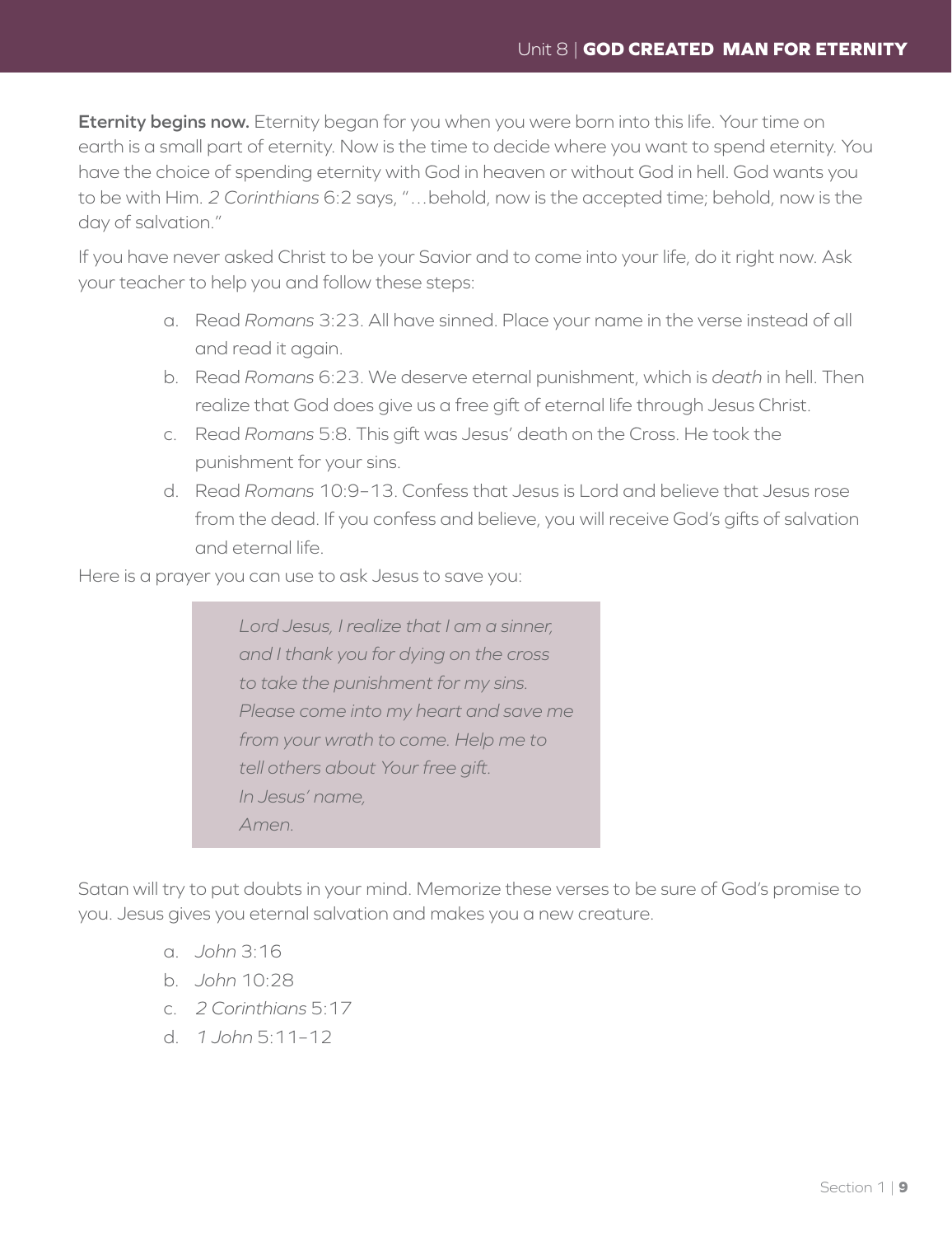**Eternity begins now.** Eternity began for you when you were born into this life. Your time on earth is a small part of eternity. Now is the time to decide where you want to spend eternity. You have the choice of spending eternity with God in heaven or without God in hell. God wants you to be with Him. *2 Corinthians* 6:2 says, "…behold, now is the accepted time; behold, now is the day of salvation."

If you have never asked Christ to be your Savior and to come into your life, do it right now. Ask your teacher to help you and follow these steps:

a. Read *Romans* 3:23. All have sinned. Place your name in the verse instead of all and read it again.
b. Read *Romans* 6:23. We deserve eternal punishment, which is *death* in hell. Then realize that God does give us a free gift of eternal life through Jesus Christ.
c. Read *Romans* 5:8. This gift was Jesus' death on the Cross. He took the punishment for your sins.
d. Read *Romans* 10:9–13. Confess that Jesus is Lord and believe that Jesus rose from the dead. If you confess and believe, you will receive God's gifts of salvation and eternal life.

Here is a prayer you can use to ask Jesus to save you:

> *Lord Jesus, I realize that I am a sinner, and I thank you for dying on the cross to take the punishment for my sins. Please come into my heart and save me from your wrath to come. Help me to tell others about Your free gift.*
> *In Jesus' name,*
> *Amen.*

Satan will try to put doubts in your mind. Memorize these verses to be sure of God's promise to you. Jesus gives you eternal salvation and makes you a new creature.

a. *John* 3:16
b. *John* 10:28
c. *2 Corinthians* 5:17
d. *1 John* 5:11–12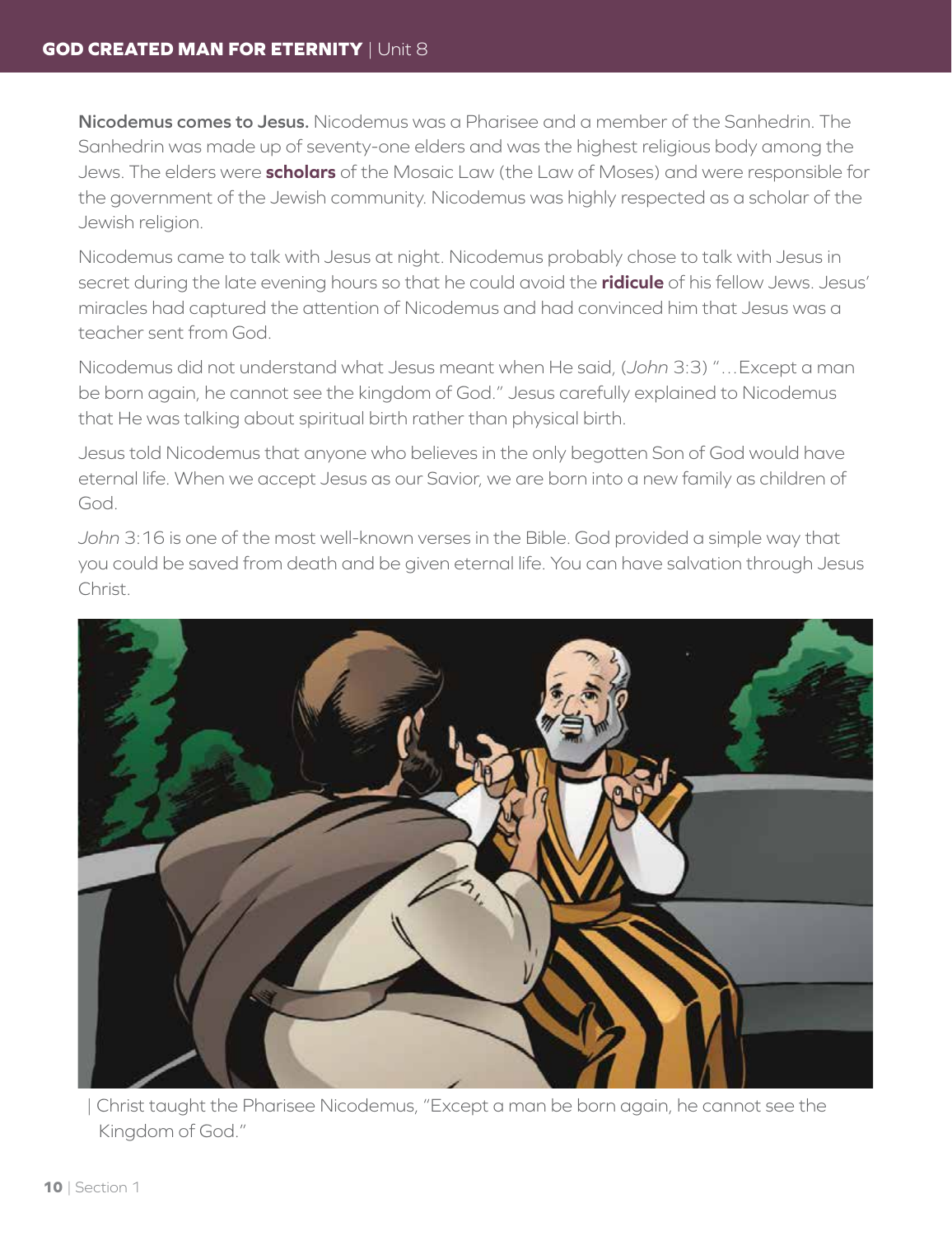**Nicodemus comes to Jesus.** Nicodemus was a Pharisee and a member of the Sanhedrin. The Sanhedrin was made up of seventy-one elders and was the highest religious body among the Jews. The elders were **scholars** of the Mosaic Law (the Law of Moses) and were responsible for the government of the Jewish community. Nicodemus was highly respected as a scholar of the Jewish religion.

Nicodemus came to talk with Jesus at night. Nicodemus probably chose to talk with Jesus in secret during the late evening hours so that he could avoid the **ridicule** of his fellow Jews. Jesus' miracles had captured the attention of Nicodemus and had convinced him that Jesus was a teacher sent from God.

Nicodemus did not understand what Jesus meant when He said, (*John* 3:3) "…Except a man be born again, he cannot see the kingdom of God." Jesus carefully explained to Nicodemus that He was talking about spiritual birth rather than physical birth.

Jesus told Nicodemus that anyone who believes in the only begotten Son of God would have eternal life. When we accept Jesus as our Savior, we are born into a new family as children of God.

*John* 3:16 is one of the most well-known verses in the Bible. God provided a simple way that you could be saved from death and be given eternal life. You can have salvation through Jesus Christ.

| Christ taught the Pharisee Nicodemus, "Except a man be born again, he cannot see the Kingdom of God."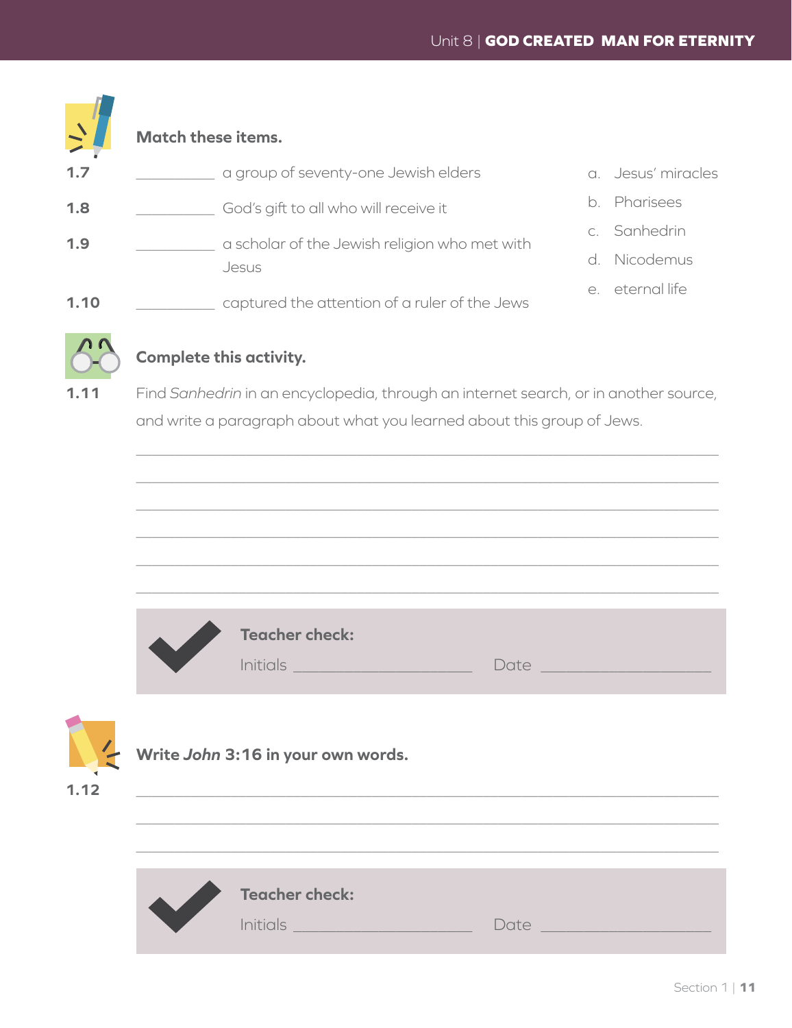**Match these items.**

1.7 __________ a group of seventy-one Jewish elders

1.8 __________ God's gift to all who will receive it

1.9 __________ a scholar of the Jewish religion who met with Jesus

1.10 __________ captured the attention of a ruler of the Jews

a. Jesus' miracles
b. Pharisees
c. Sanhedrin
d. Nicodemus
e. eternal life

**Complete this activity.**

1.11 Find *Sanhedrin* in an encyclopedia, through an internet search, or in another source, and write a paragraph about what you learned about this group of Jews.

_______________________________________________

_______________________________________________

_______________________________________________

_______________________________________________

_______________________________________________

_______________________________________________

**Teacher check:**
Initials ____________________ Date ____________________

**Write *John* 3:16 in your own words.**

1.12 _______________________________________________

_______________________________________________

_______________________________________________

**Teacher check:**
Initials ____________________ Date ____________________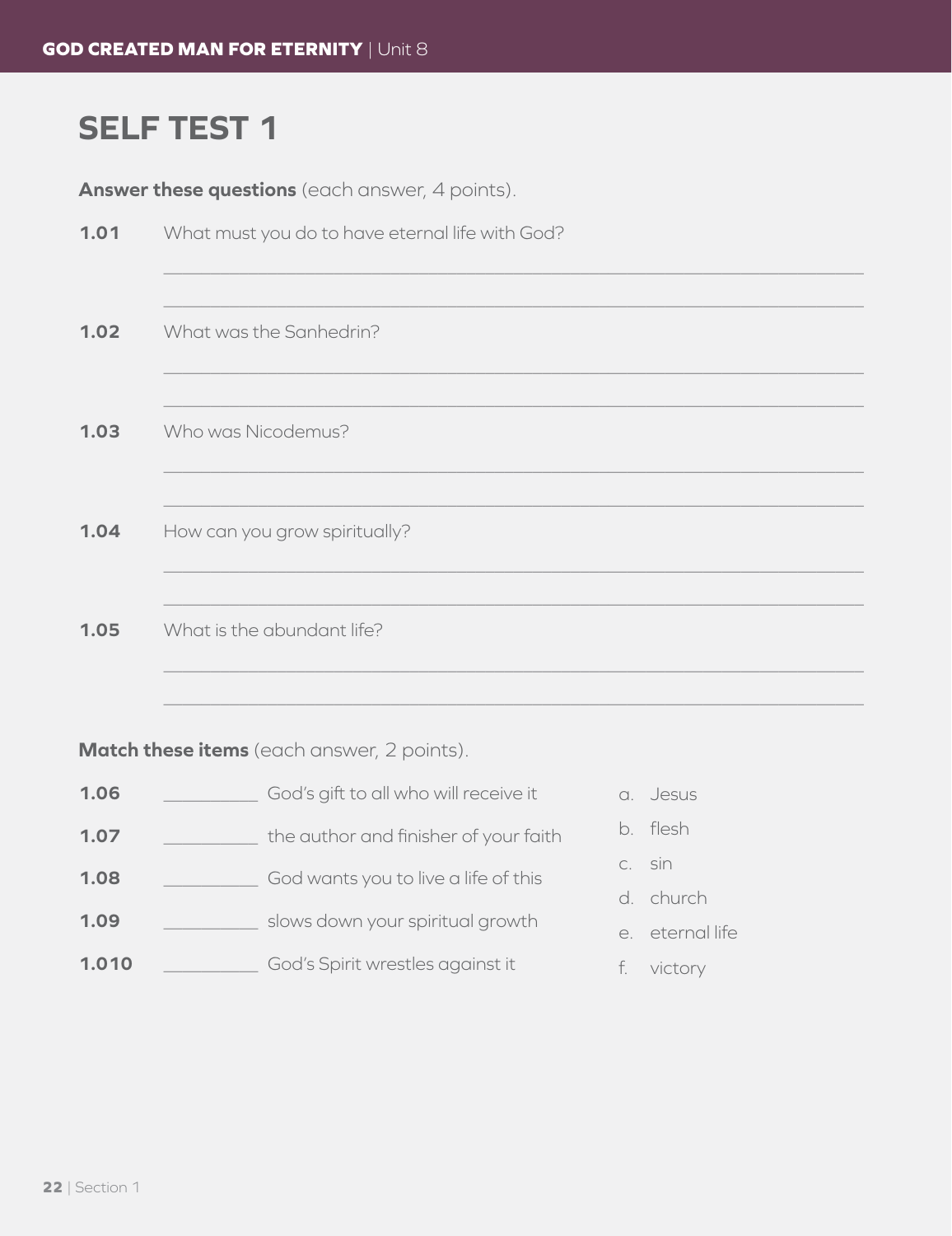# SELF TEST 1

**Answer these questions** (each answer, 4 points).

**1.01** What must you do to have eternal life with God?

________________________________________________

________________________________________________

**1.02** What was the Sanhedrin?

________________________________________________

________________________________________________

**1.03** Who was Nicodemus?

________________________________________________

________________________________________________

**1.04** How can you grow spiritually?

________________________________________________

________________________________________________

**1.05** What is the abundant life?

________________________________________________

________________________________________________

**Match these items** (each answer, 2 points).

**1.06** __________ God's gift to all who will receive it

**1.07** __________ the author and finisher of your faith

**1.08** __________ God wants you to live a life of this

**1.09** __________ slows down your spiritual growth

**1.010** __________ God's Spirit wrestles against it

a. Jesus
b. flesh
c. sin
d. church
e. eternal life
f. victory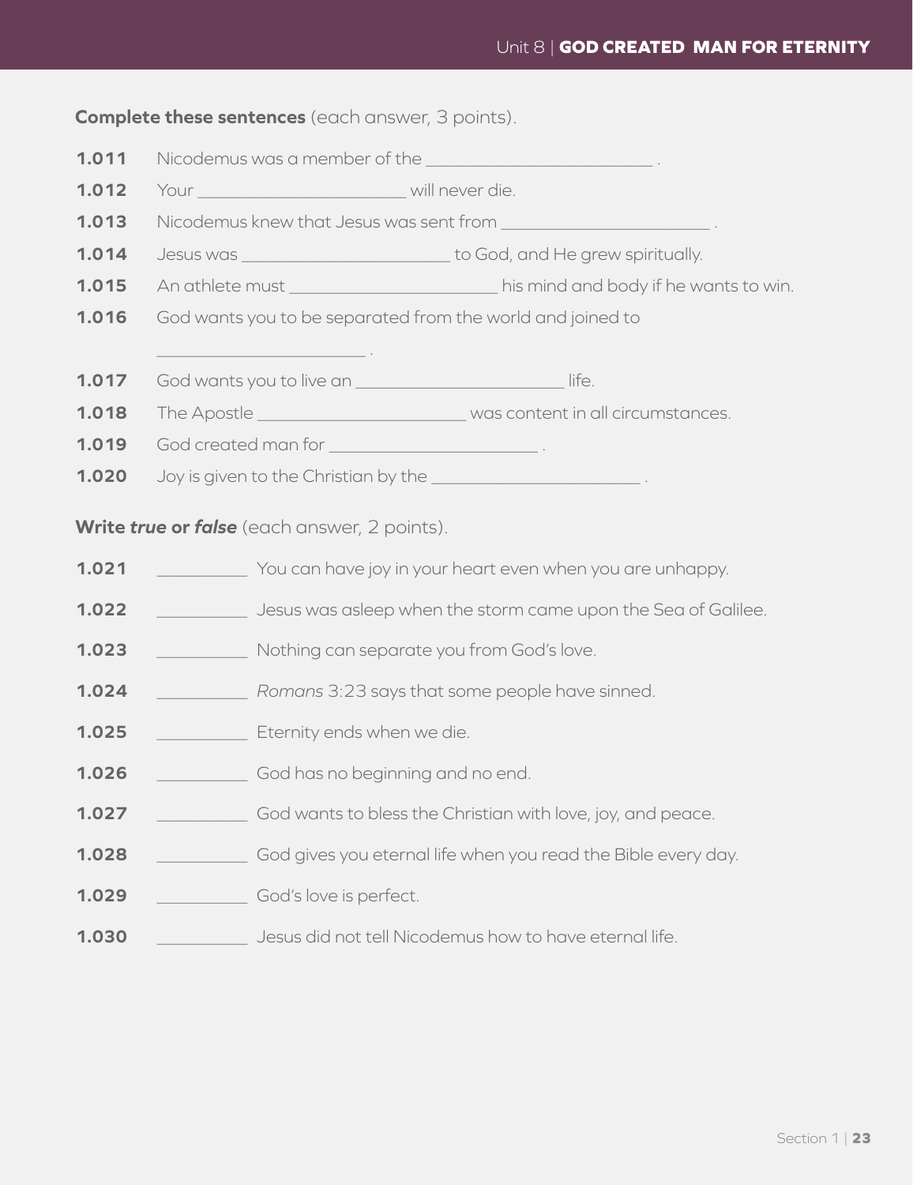**Complete these sentences** (each answer, 3 points).

**1.011** Nicodemus was a member of the ________________________ .

**1.012** Your ________________________ will never die.

**1.013** Nicodemus knew that Jesus was sent from ________________________ .

**1.014** Jesus was ________________________ to God, and He grew spiritually.

**1.015** An athlete must ________________________ his mind and body if he wants to win.

**1.016** God wants you to be separated from the world and joined to ________________________ .

**1.017** God wants you to live an ________________________ life.

**1.018** The Apostle ________________________ was content in all circumstances.

**1.019** God created man for ________________________ .

**1.020** Joy is given to the Christian by the ________________________ .

**Write *true* or *false*** (each answer, 2 points).

**1.021** __________ You can have joy in your heart even when you are unhappy.

**1.022** __________ Jesus was asleep when the storm came upon the Sea of Galilee.

**1.023** __________ Nothing can separate you from God's love.

**1.024** __________ *Romans* 3:23 says that some people have sinned.

**1.025** __________ Eternity ends when we die.

**1.026** __________ God has no beginning and no end.

**1.027** __________ God wants to bless the Christian with love, joy, and peace.

**1.028** __________ God gives you eternal life when you read the Bible every day.

**1.029** __________ God's love is perfect.

**1.030** __________ Jesus did not tell Nicodemus how to have eternal life.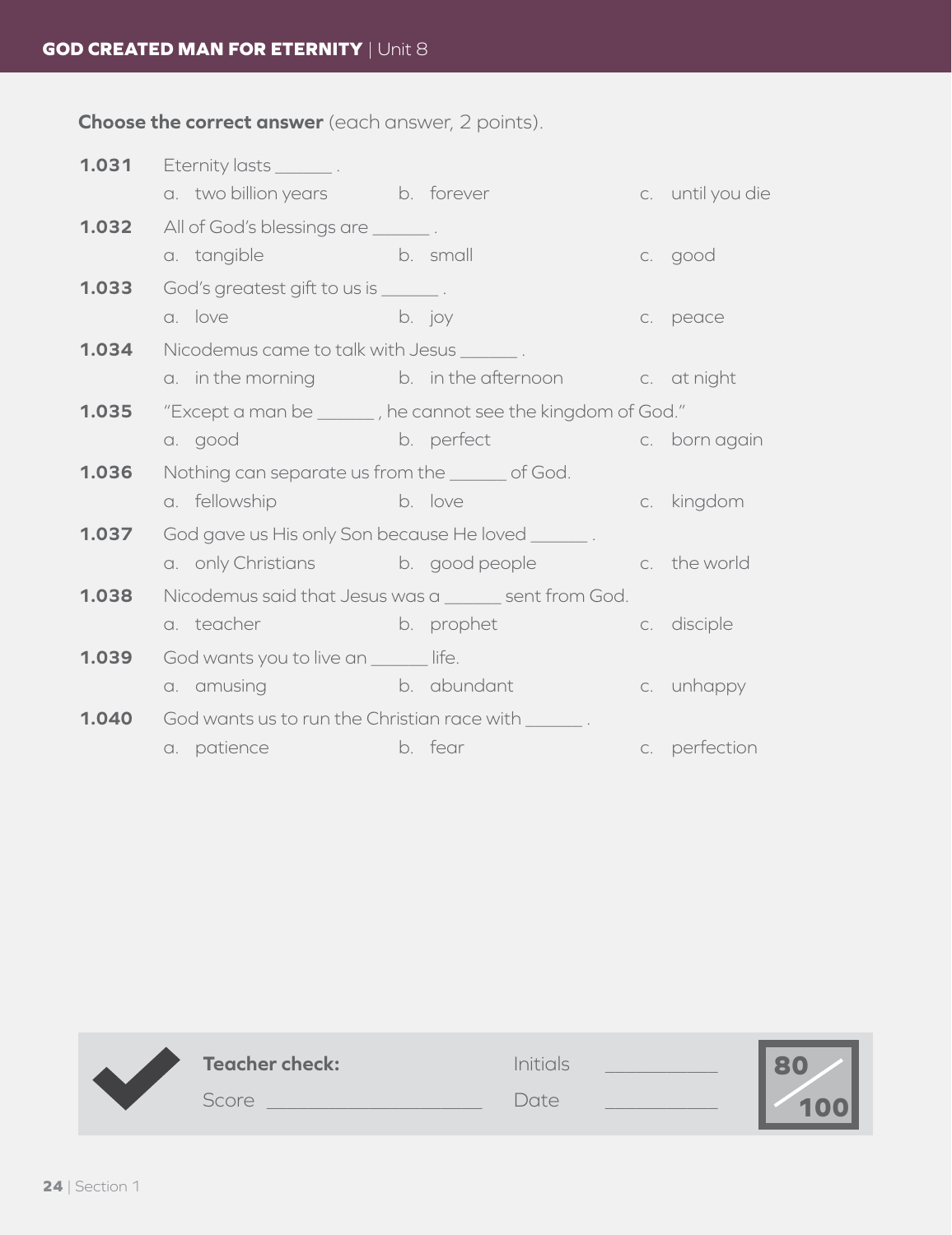**Choose the correct answer** (each answer, 2 points).

**1.031** Eternity lasts ______ .
a. two billion years b. forever c. until you die

**1.032** All of God's blessings are ______ .
a. tangible b. small c. good

**1.033** God's greatest gift to us is ______ .
a. love b. joy c. peace

**1.034** Nicodemus came to talk with Jesus ______ .
a. in the morning b. in the afternoon c. at night

**1.035** "Except a man be ______ , he cannot see the kingdom of God."
a. good b. perfect c. born again

**1.036** Nothing can separate us from the ______ of God.
a. fellowship b. love c. kingdom

**1.037** God gave us His only Son because He loved ______ .
a. only Christians b. good people c. the world

**1.038** Nicodemus said that Jesus was a ______ sent from God.
a. teacher b. prophet c. disciple

**1.039** God wants you to live an ______ life.
a. amusing b. abundant c. unhappy

**1.040** God wants us to run the Christian race with ______ .
a. patience b. fear c. perfection

**Teacher check:** Initials ____________
Score ______________________ Date ____________

80/100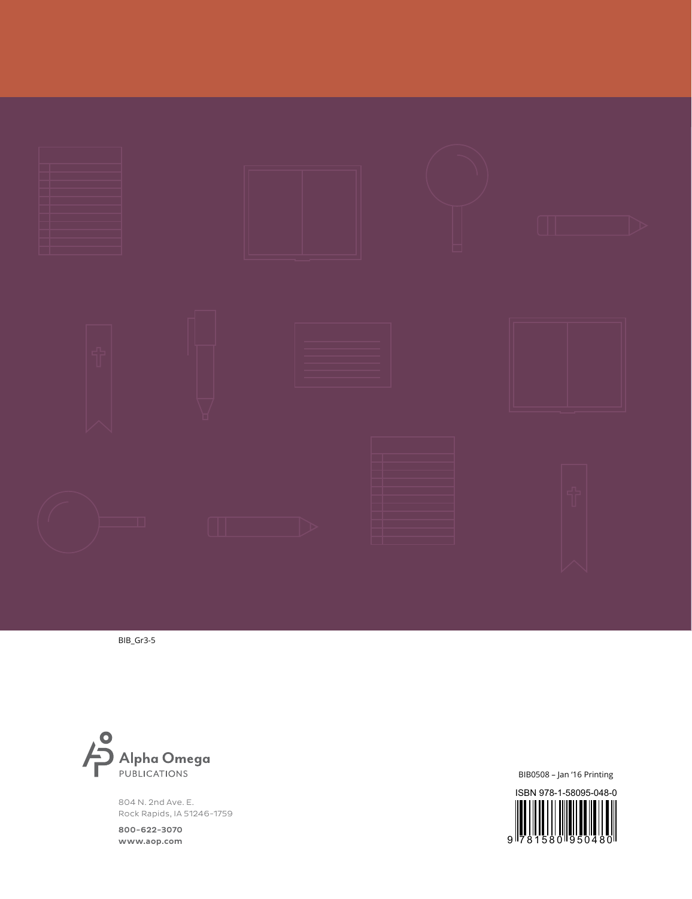BIB_Gr3-5

Alpha Omega
PUBLICATIONS

804 N. 2nd Ave. E.
Rock Rapids, IA 51246-1759

**800-622-3070**
**www.aop.com**

BIB0508 – Jan '16 Printing

ISBN 978-1-58095-048-0

9 781580 950480